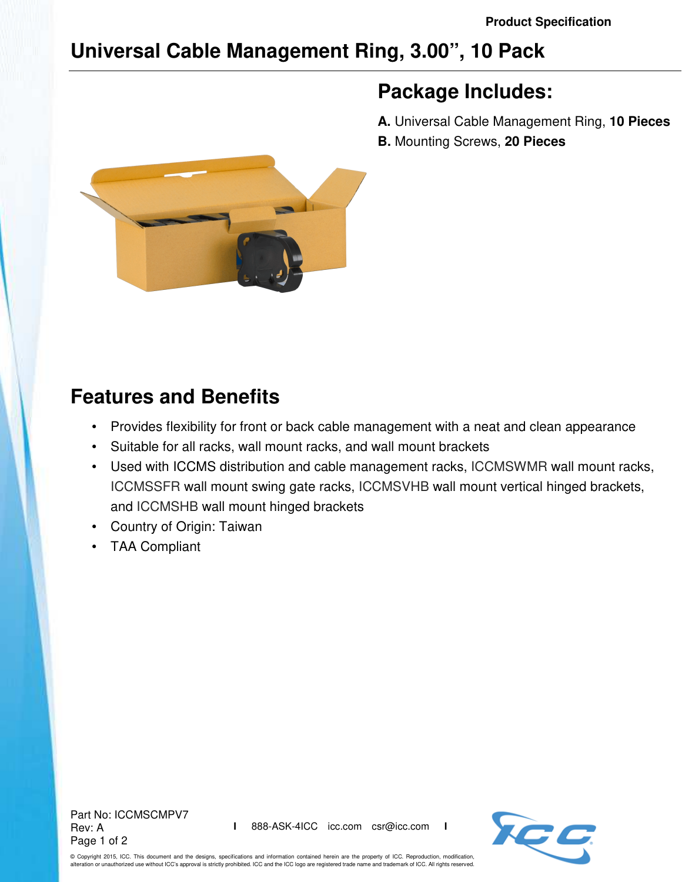Product Specification

# Universal Cable Management Ring, 3.00", 10 Pack

## Package Includes:

**A.** Universal Cable Management Ring, **10 Pieces**

**B.** Mounting Screws, **20 Pieces**

## Features and Benefits

- Provides flexibility for front or back cable management with a neat and clean appearance
- Suitable for all racks, wall mount racks, and wall mount brackets
- Used with ICCMS distribution and cable management racks, ICCMSWMR wall mount racks, ICCMSSFR wall mount swing gate racks, ICCMSVHB wall mount vertical hinged brackets, and ICCMSHB wall mount hinged brackets
- Country of Origin: Taiwan
- TAA Compliant

Part No: ICCMSCMPV7
Rev: A

888-ASK-4ICC | icc.com | csr@icc.com

© Copyright 2015, ICC. This document and the designs, specifications and information contained herein are the property of ICC. Reproduction, modification, alteration or unauthorized use without ICC's approval is strictly prohibited. ICC and the ICC logo are registered trade name and trademark of ICC. All rights reserved.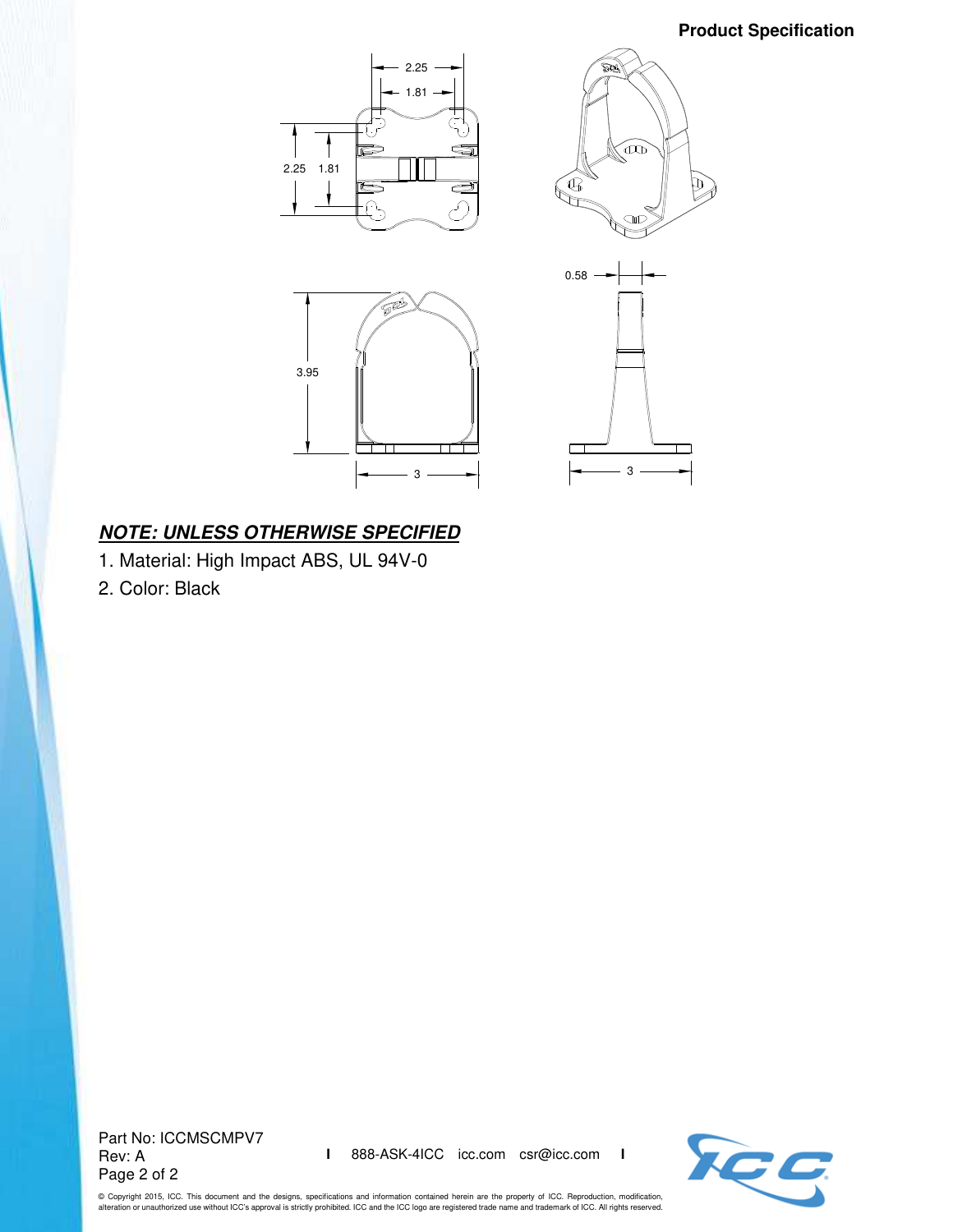**Product Specification**

2.25

1.81

2.25 1.81

0.58

3.95

3

3

***NOTE: UNLESS OTHERWISE SPECIFIED***

1. Material: High Impact ABS, UL 94V-0
2. Color: Black

Part No: ICCMSCMPV7
Rev: A

888-ASK-4ICC icc.com csr@icc.com

© Copyright 2015, ICC. This document and the designs, specifications and information contained herein are the property of ICC. Reproduction, modification, alteration or unauthorized use without ICC's approval is strictly prohibited. ICC and the ICC logo are registered trade name and trademark of ICC. All rights reserved.